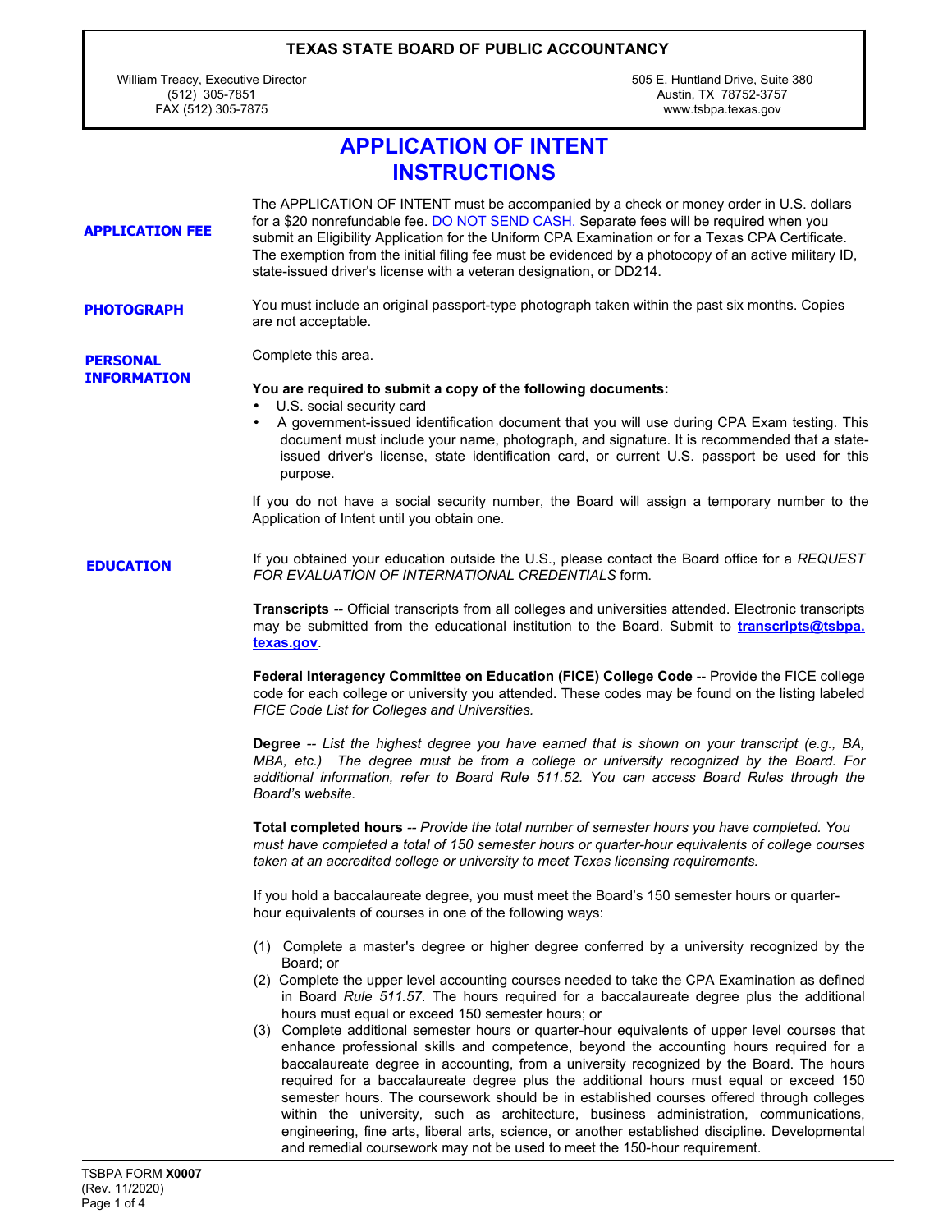**TEXAS STATE BOARD OF PUBLIC ACCOUNTANCY**

William Treacy, Executive Director
(512) 305-7851
FAX (512) 305-7875

505 E. Huntland Drive, Suite 380
Austin, TX 78752-3757
www.tsbpa.texas.gov

# APPLICATION OF INTENT INSTRUCTIONS

## APPLICATION FEE

The APPLICATION OF INTENT must be accompanied by a check or money order in U.S. dollars for a $20 nonrefundable fee. DO NOT SEND CASH. Separate fees will be required when you submit an Eligibility Application for the Uniform CPA Examination or for a Texas CPA Certificate. The exemption from the initial filing fee must be evidenced by a photocopy of an active military ID, state-issued driver's license with a veteran designation, or DD214.

## PHOTOGRAPH

You must include an original passport-type photograph taken within the past six months. Copies are not acceptable.

## PERSONAL INFORMATION

Complete this area.

**You are required to submit a copy of the following documents:**

- U.S. social security card
- A government-issued identification document that you will use during CPA Exam testing. This document must include your name, photograph, and signature. It is recommended that a state-issued driver's license, state identification card, or current U.S. passport be used for this purpose.

If you do not have a social security number, the Board will assign a temporary number to the Application of Intent until you obtain one.

## EDUCATION

If you obtained your education outside the U.S., please contact the Board office for a *REQUEST FOR EVALUATION OF INTERNATIONAL CREDENTIALS* form.

**Transcripts** -- Official transcripts from all colleges and universities attended. Electronic transcripts may be submitted from the educational institution to the Board. Submit to **transcripts@tsbpa.texas.gov**.

**Federal Interagency Committee on Education (FICE) College Code** -- Provide the FICE college code for each college or university you attended. These codes may be found on the listing labeled *FICE Code List for Colleges and Universities.*

**Degree** -- *List the highest degree you have earned that is shown on your transcript (e.g., BA, MBA, etc.) The degree must be from a college or university recognized by the Board. For additional information, refer to Board Rule 511.52. You can access Board Rules through the Board's website.*

**Total completed hours** -- *Provide the total number of semester hours you have completed. You must have completed a total of 150 semester hours or quarter-hour equivalents of college courses taken at an accredited college or university to meet Texas licensing requirements.*

If you hold a baccalaureate degree, you must meet the Board's 150 semester hours or quarter-hour equivalents of courses in one of the following ways:

(1) Complete a master's degree or higher degree conferred by a university recognized by the Board; or
(2) Complete the upper level accounting courses needed to take the CPA Examination as defined in Board *Rule 511.57*. The hours required for a baccalaureate degree plus the additional hours must equal or exceed 150 semester hours; or
(3) Complete additional semester hours or quarter-hour equivalents of upper level courses that enhance professional skills and competence, beyond the accounting hours required for a baccalaureate degree in accounting, from a university recognized by the Board. The hours required for a baccalaureate degree plus the additional hours must equal or exceed 150 semester hours. The coursework should be in established courses offered through colleges within the university, such as architecture, business administration, communications, engineering, fine arts, liberal arts, science, or another established discipline. Developmental and remedial coursework may not be used to meet the 150-hour requirement.

TSBPA FORM **X0007**
(Rev. 11/2020)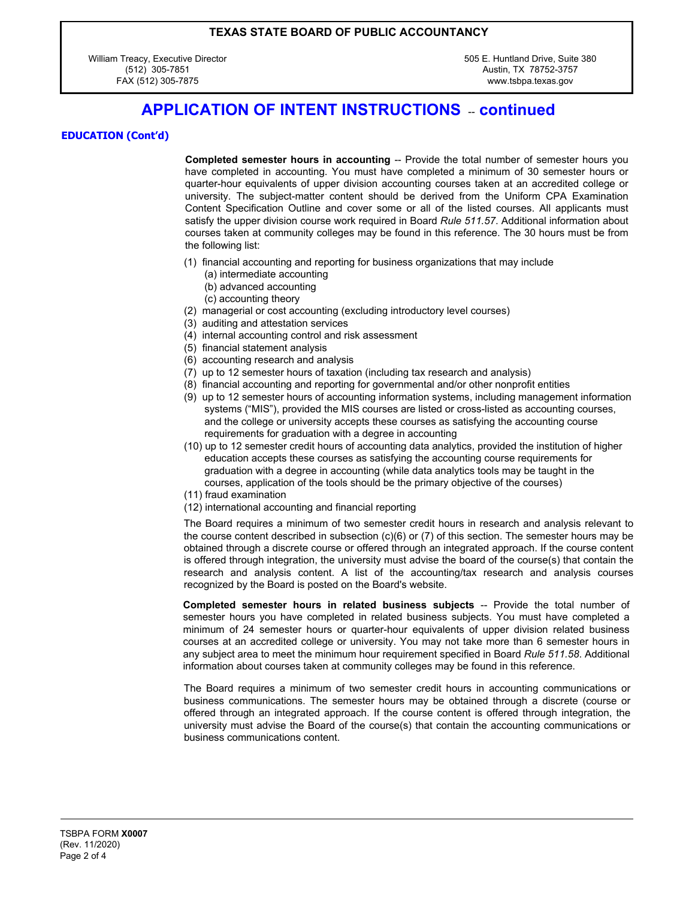# APPLICATION OF INTENT INSTRUCTIONS -- continued

### EDUCATION (Cont'd)

**Completed semester hours in accounting** -- Provide the total number of semester hours you have completed in accounting. You must have completed a minimum of 30 semester hours or quarter-hour equivalents of upper division accounting courses taken at an accredited college or university. The subject-matter content should be derived from the Uniform CPA Examination Content Specification Outline and cover some or all of the listed courses. All applicants must satisfy the upper division course work required in Board *Rule 511.57*. Additional information about courses taken at community colleges may be found in this reference. The 30 hours must be from the following list:

(1) financial accounting and reporting for business organizations that may include
  (a) intermediate accounting
  (b) advanced accounting
  (c) accounting theory
(2) managerial or cost accounting (excluding introductory level courses)
(3) auditing and attestation services
(4) internal accounting control and risk assessment
(5) financial statement analysis
(6) accounting research and analysis
(7) up to 12 semester hours of taxation (including tax research and analysis)
(8) financial accounting and reporting for governmental and/or other nonprofit entities
(9) up to 12 semester hours of accounting information systems, including management information systems ("MIS"), provided the MIS courses are listed or cross-listed as accounting courses, and the college or university accepts these courses as satisfying the accounting course requirements for graduation with a degree in accounting
(10) up to 12 semester credit hours of accounting data analytics, provided the institution of higher education accepts these courses as satisfying the accounting course requirements for graduation with a degree in accounting (while data analytics tools may be taught in the courses, application of the tools should be the primary objective of the courses)
(11) fraud examination
(12) international accounting and financial reporting

The Board requires a minimum of two semester credit hours in research and analysis relevant to the course content described in subsection (c)(6) or (7) of this section. The semester hours may be obtained through a discrete course or offered through an integrated approach. If the course content is offered through integration, the university must advise the board of the course(s) that contain the research and analysis content. A list of the accounting/tax research and analysis courses recognized by the Board is posted on the Board's website.

**Completed semester hours in related business subjects** -- Provide the total number of semester hours you have completed in related business subjects. You must have completed a minimum of 24 semester hours or quarter-hour equivalents of upper division related business courses at an accredited college or university. You may not take more than 6 semester hours in any subject area to meet the minimum hour requirement specified in Board *Rule 511.58*. Additional information about courses taken at community colleges may be found in this reference.

The Board requires a minimum of two semester credit hours in accounting communications or business communications. The semester hours may be obtained through a discrete (course or offered through an integrated approach. If the course content is offered through integration, the university must advise the Board of the course(s) that contain the accounting communications or business communications content.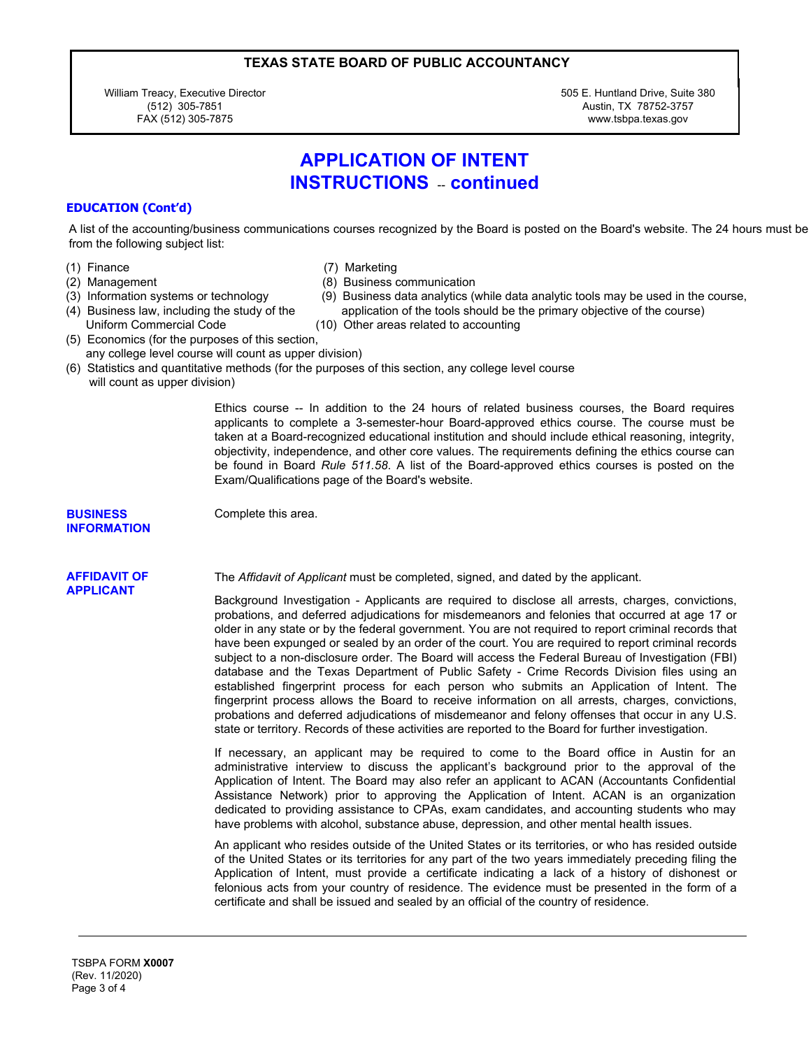**TEXAS STATE BOARD OF PUBLIC ACCOUNTANCY**

William Treacy, Executive Director
(512) 305-7851
FAX (512) 305-7875

505 E. Huntland Drive, Suite 380
Austin, TX 78752-3757
www.tsbpa.texas.gov

# APPLICATION OF INTENT
# INSTRUCTIONS -- continued

### EDUCATION (Cont'd)

A list of the accounting/business communications courses recognized by the Board is posted on the Board's website. The 24 hours must be from the following subject list:

(1) Finance
(2) Management
(3) Information systems or technology
(4) Business law, including the study of the Uniform Commercial Code
(5) Economics (for the purposes of this section, any college level course will count as upper division)
(6) Statistics and quantitative methods (for the purposes of this section, any college level course will count as upper division)
(7) Marketing
(8) Business communication
(9) Business data analytics (while data analytic tools may be used in the course, application of the tools should be the primary objective of the course)
(10) Other areas related to accounting

Ethics course -- In addition to the 24 hours of related business courses, the Board requires applicants to complete a 3-semester-hour Board-approved ethics course. The course must be taken at a Board-recognized educational institution and should include ethical reasoning, integrity, objectivity, independence, and other core values. The requirements defining the ethics course can be found in Board *Rule 511.58*. A list of the Board-approved ethics courses is posted on the Exam/Qualifications page of the Board's website.

### BUSINESS INFORMATION

Complete this area.

### AFFIDAVIT OF APPLICANT

The *Affidavit of Applicant* must be completed, signed, and dated by the applicant.

Background Investigation - Applicants are required to disclose all arrests, charges, convictions, probations, and deferred adjudications for misdemeanors and felonies that occurred at age 17 or older in any state or by the federal government. You are not required to report criminal records that have been expunged or sealed by an order of the court. You are required to report criminal records subject to a non-disclosure order. The Board will access the Federal Bureau of Investigation (FBI) database and the Texas Department of Public Safety - Crime Records Division files using an established fingerprint process for each person who submits an Application of Intent. The fingerprint process allows the Board to receive information on all arrests, charges, convictions, probations and deferred adjudications of misdemeanor and felony offenses that occur in any U.S. state or territory. Records of these activities are reported to the Board for further investigation.

If necessary, an applicant may be required to come to the Board office in Austin for an administrative interview to discuss the applicant's background prior to the approval of the Application of Intent. The Board may also refer an applicant to ACAN (Accountants Confidential Assistance Network) prior to approving the Application of Intent. ACAN is an organization dedicated to providing assistance to CPAs, exam candidates, and accounting students who may have problems with alcohol, substance abuse, depression, and other mental health issues.

An applicant who resides outside of the United States or its territories, or who has resided outside of the United States or its territories for any part of the two years immediately preceding filing the Application of Intent, must provide a certificate indicating a lack of a history of dishonest or felonious acts from your country of residence. The evidence must be presented in the form of a certificate and shall be issued and sealed by an official of the country of residence.

TSBPA FORM **X0007**
(Rev. 11/2020)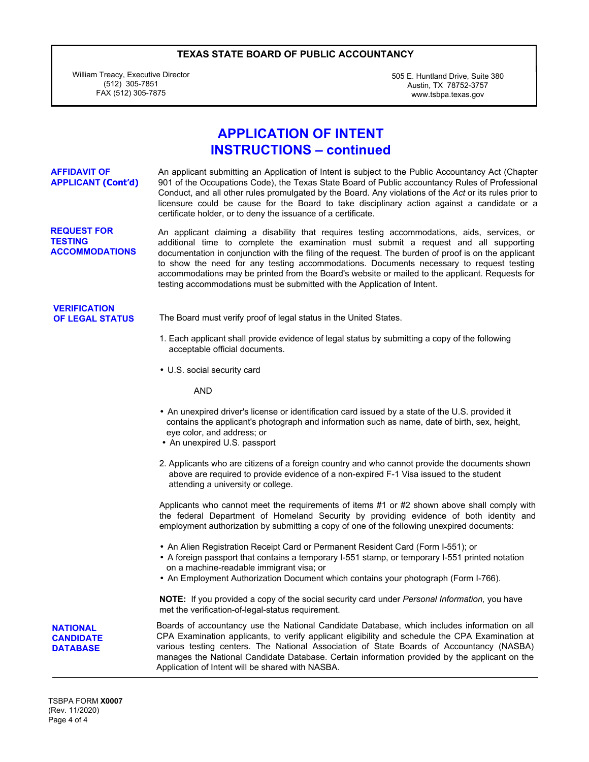**TEXAS STATE BOARD OF PUBLIC ACCOUNTANCY**

William Treacy, Executive Director
(512) 305-7851
FAX (512) 305-7875

505 E. Huntland Drive, Suite 380
Austin, TX 78752-3757
www.tsbpa.texas.gov

# APPLICATION OF INTENT
# INSTRUCTIONS – continued

**AFFIDAVIT OF APPLICANT (Cont'd)**

An applicant submitting an Application of Intent is subject to the Public Accountancy Act (Chapter 901 of the Occupations Code), the Texas State Board of Public accountancy Rules of Professional Conduct, and all other rules promulgated by the Board. Any violations of the *Act* or its rules prior to licensure could be cause for the Board to take disciplinary action against a candidate or a certificate holder, or to deny the issuance of a certificate.

**REQUEST FOR TESTING ACCOMMODATIONS**

An applicant claiming a disability that requires testing accommodations, aids, services, or additional time to complete the examination must submit a request and all supporting documentation in conjunction with the filing of the request. The burden of proof is on the applicant to show the need for any testing accommodations. Documents necessary to request testing accommodations may be printed from the Board's website or mailed to the applicant. Requests for testing accommodations must be submitted with the Application of Intent.

**VERIFICATION OF LEGAL STATUS**

The Board must verify proof of legal status in the United States.

1. Each applicant shall provide evidence of legal status by submitting a copy of the following acceptable official documents.

- U.S. social security card

  AND

- An unexpired driver's license or identification card issued by a state of the U.S. provided it contains the applicant's photograph and information such as name, date of birth, sex, height, eye color, and address; or
- An unexpired U.S. passport

2. Applicants who are citizens of a foreign country and who cannot provide the documents shown above are required to provide evidence of a non-expired F-1 Visa issued to the student attending a university or college.

Applicants who cannot meet the requirements of items #1 or #2 shown above shall comply with the federal Department of Homeland Security by providing evidence of both identity and employment authorization by submitting a copy of one of the following unexpired documents:

- An Alien Registration Receipt Card or Permanent Resident Card (Form I-551); or
- A foreign passport that contains a temporary I-551 stamp, or temporary I-551 printed notation on a machine-readable immigrant visa; or
- An Employment Authorization Document which contains your photograph (Form I-766).

**NOTE:** If you provided a copy of the social security card under *Personal Information,* you have met the verification-of-legal-status requirement.

**NATIONAL CANDIDATE DATABASE**

Boards of accountancy use the National Candidate Database, which includes information on all CPA Examination applicants, to verify applicant eligibility and schedule the CPA Examination at various testing centers. The National Association of State Boards of Accountancy (NASBA) manages the National Candidate Database. Certain information provided by the applicant on the Application of Intent will be shared with NASBA.

TSBPA FORM **X0007**
(Rev. 11/2020)